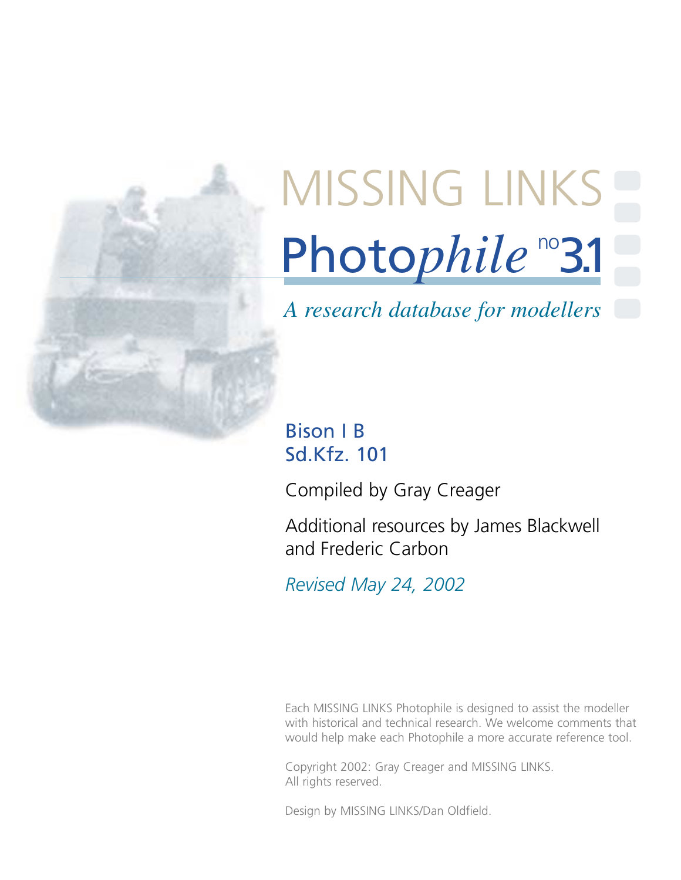# MISSING LINKS

# Photo*phile* no 3.1

*A research database for modellers*

## Bison I B
## Sd.Kfz. 101

Compiled by Gray Creager

Additional resources by James Blackwell and Frederic Carbon

*Revised May 24, 2002*

Each MISSING LINKS Photophile is designed to assist the modeller with historical and technical research. We welcome comments that would help make each Photophile a more accurate reference tool.

Copyright 2002: Gray Creager and MISSING LINKS.
All rights reserved.

Design by MISSING LINKS/Dan Oldfield.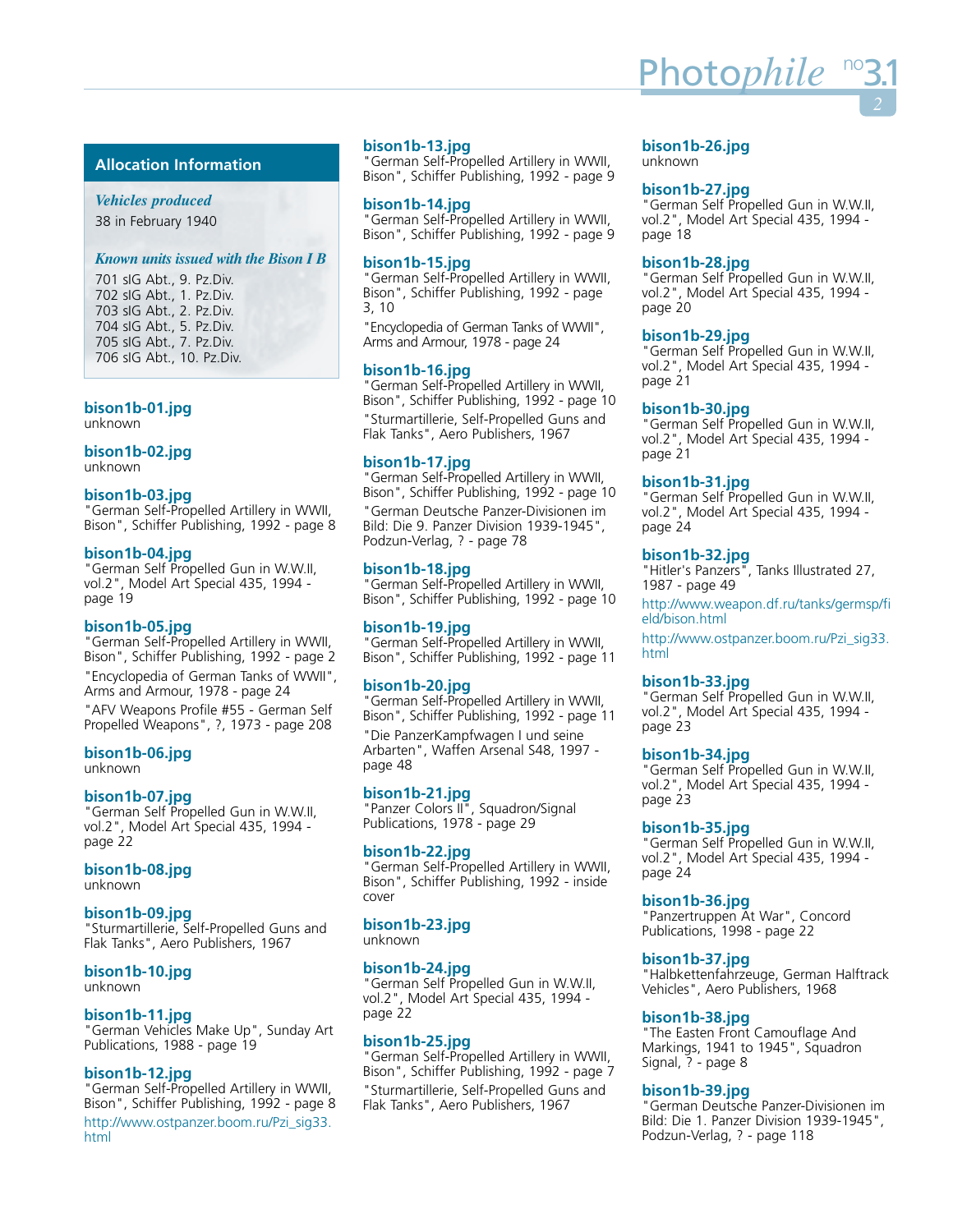## Allocation Information

***Vehicles produced***

38 in February 1940

***Known units issued with the Bison I B***

701 sIG Abt., 9. Pz.Div.
702 sIG Abt., 1. Pz.Div.
703 sIG Abt., 2. Pz.Div.
704 sIG Abt., 5. Pz.Div.
705 sIG Abt., 7. Pz.Div.
706 sIG Abt., 10. Pz.Div.

**bison1b-01.jpg**
unknown

**bison1b-02.jpg**
unknown

**bison1b-03.jpg**
"German Self-Propelled Artillery in WWII, Bison", Schiffer Publishing, 1992 - page 8

**bison1b-04.jpg**
"German Self Propelled Gun in W.W.II, vol.2", Model Art Special 435, 1994 - page 19

**bison1b-05.jpg**
"German Self-Propelled Artillery in WWII, Bison", Schiffer Publishing, 1992 - page 2

"Encyclopedia of German Tanks of WWII", Arms and Armour, 1978 - page 24

"AFV Weapons Profile #55 - German Self Propelled Weapons", ?, 1973 - page 208

**bison1b-06.jpg**
unknown

**bison1b-07.jpg**
"German Self Propelled Gun in W.W.II, vol.2", Model Art Special 435, 1994 - page 22

**bison1b-08.jpg**
unknown

**bison1b-09.jpg**
"Sturmartillerie, Self-Propelled Guns and Flak Tanks", Aero Publishers, 1967

**bison1b-10.jpg**
unknown

**bison1b-11.jpg**
"German Vehicles Make Up", Sunday Art Publications, 1988 - page 19

**bison1b-12.jpg**
"German Self-Propelled Artillery in WWII, Bison", Schiffer Publishing, 1992 - page 8

http://www.ostpanzer.boom.ru/Pzi_sig33.html

**bison1b-13.jpg**
"German Self-Propelled Artillery in WWII, Bison", Schiffer Publishing, 1992 - page 9

**bison1b-14.jpg**
"German Self-Propelled Artillery in WWII, Bison", Schiffer Publishing, 1992 - page 9

**bison1b-15.jpg**
"German Self-Propelled Artillery in WWII, Bison", Schiffer Publishing, 1992 - page 3, 10

"Encyclopedia of German Tanks of WWII", Arms and Armour, 1978 - page 24

**bison1b-16.jpg**
"German Self-Propelled Artillery in WWII, Bison", Schiffer Publishing, 1992 - page 10

"Sturmartillerie, Self-Propelled Guns and Flak Tanks", Aero Publishers, 1967

**bison1b-17.jpg**
"German Self-Propelled Artillery in WWII, Bison", Schiffer Publishing, 1992 - page 10

"German Deutsche Panzer-Divisionen im Bild: Die 9. Panzer Division 1939-1945", Podzun-Verlag, ? - page 78

**bison1b-18.jpg**
"German Self-Propelled Artillery in WWII, Bison", Schiffer Publishing, 1992 - page 10

**bison1b-19.jpg**
"German Self-Propelled Artillery in WWII, Bison", Schiffer Publishing, 1992 - page 11

**bison1b-20.jpg**
"German Self-Propelled Artillery in WWII, Bison", Schiffer Publishing, 1992 - page 11

"Die PanzerKampfwagen I und seine Arbarten", Waffen Arsenal S48, 1997 - page 48

**bison1b-21.jpg**
"Panzer Colors II", Squadron/Signal Publications, 1978 - page 29

**bison1b-22.jpg**
"German Self-Propelled Artillery in WWII, Bison", Schiffer Publishing, 1992 - inside cover

**bison1b-23.jpg**
unknown

**bison1b-24.jpg**
"German Self Propelled Gun in W.W.II, vol.2", Model Art Special 435, 1994 - page 22

**bison1b-25.jpg**
"German Self-Propelled Artillery in WWII, Bison", Schiffer Publishing, 1992 - page 7

"Sturmartillerie, Self-Propelled Guns and Flak Tanks", Aero Publishers, 1967

**bison1b-26.jpg**
unknown

**bison1b-27.jpg**
"German Self Propelled Gun in W.W.II, vol.2", Model Art Special 435, 1994 - page 18

**bison1b-28.jpg**
"German Self Propelled Gun in W.W.II, vol.2", Model Art Special 435, 1994 - page 20

**bison1b-29.jpg**
"German Self Propelled Gun in W.W.II, vol.2", Model Art Special 435, 1994 - page 21

**bison1b-30.jpg**
"German Self Propelled Gun in W.W.II, vol.2", Model Art Special 435, 1994 - page 21

**bison1b-31.jpg**
"German Self Propelled Gun in W.W.II, vol.2", Model Art Special 435, 1994 - page 24

**bison1b-32.jpg**
"Hitler's Panzers", Tanks Illustrated 27, 1987 - page 49

http://www.weapon.df.ru/tanks/germsp/field/bison.html

http://www.ostpanzer.boom.ru/Pzi_sig33.html

**bison1b-33.jpg**
"German Self Propelled Gun in W.W.II, vol.2", Model Art Special 435, 1994 - page 23

**bison1b-34.jpg**
"German Self Propelled Gun in W.W.II, vol.2", Model Art Special 435, 1994 - page 23

**bison1b-35.jpg**
"German Self Propelled Gun in W.W.II, vol.2", Model Art Special 435, 1994 - page 24

**bison1b-36.jpg**
"Panzertruppen At War", Concord Publications, 1998 - page 22

**bison1b-37.jpg**
"Halbkettenfahrzeuge, German Halftrack Vehicles", Aero Publishers, 1968

**bison1b-38.jpg**
"The Easten Front Camouflage And Markings, 1941 to 1945", Squadron Signal, ? - page 8

**bison1b-39.jpg**
"German Deutsche Panzer-Divisionen im Bild: Die 1. Panzer Division 1939-1945", Podzun-Verlag, ? - page 118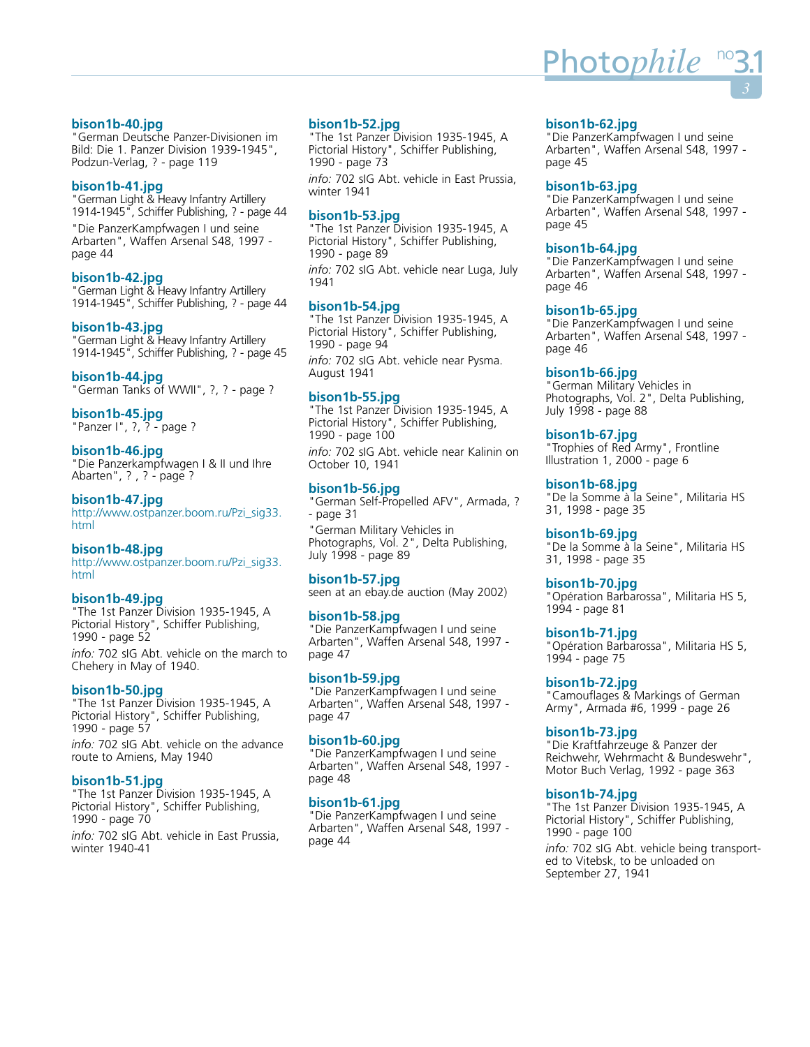**bison1b-40.jpg**
"German Deutsche Panzer-Divisionen im Bild: Die 1. Panzer Division 1939-1945", Podzun-Verlag, ? - page 119

**bison1b-41.jpg**
"German Light & Heavy Infantry Artillery 1914-1945", Schiffer Publishing, ? - page 44

"Die PanzerKampfwagen I und seine Arbarten", Waffen Arsenal S48, 1997 - page 44

**bison1b-42.jpg**
"German Light & Heavy Infantry Artillery 1914-1945", Schiffer Publishing, ? - page 44

**bison1b-43.jpg**
"German Light & Heavy Infantry Artillery 1914-1945", Schiffer Publishing, ? - page 45

**bison1b-44.jpg**
"German Tanks of WWII", ?, ? - page ?

**bison1b-45.jpg**
"Panzer I", ?, ? - page ?

**bison1b-46.jpg**
"Die Panzerkampfwagen I & II und Ihre Abarten", ? , ? - page ?

**bison1b-47.jpg**
http://www.ostpanzer.boom.ru/Pzi_sig33.html

**bison1b-48.jpg**
http://www.ostpanzer.boom.ru/Pzi_sig33.html

**bison1b-49.jpg**
"The 1st Panzer Division 1935-1945, A Pictorial History", Schiffer Publishing, 1990 - page 52

*info:* 702 sIG Abt. vehicle on the march to Chehery in May of 1940.

**bison1b-50.jpg**
"The 1st Panzer Division 1935-1945, A Pictorial History", Schiffer Publishing, 1990 - page 57

*info:* 702 sIG Abt. vehicle on the advance route to Amiens, May 1940

**bison1b-51.jpg**
"The 1st Panzer Division 1935-1945, A Pictorial History", Schiffer Publishing, 1990 - page 70

*info:* 702 sIG Abt. vehicle in East Prussia, winter 1940-41

**bison1b-52.jpg**
"The 1st Panzer Division 1935-1945, A Pictorial History", Schiffer Publishing, 1990 - page 73

*info:* 702 sIG Abt. vehicle in East Prussia, winter 1941

**bison1b-53.jpg**
"The 1st Panzer Division 1935-1945, A Pictorial History", Schiffer Publishing, 1990 - page 89

*info:* 702 sIG Abt. vehicle near Luga, July 1941

**bison1b-54.jpg**
"The 1st Panzer Division 1935-1945, A Pictorial History", Schiffer Publishing, 1990 - page 94

*info:* 702 sIG Abt. vehicle near Pysma. August 1941

**bison1b-55.jpg**
"The 1st Panzer Division 1935-1945, A Pictorial History", Schiffer Publishing, 1990 - page 100

*info:* 702 sIG Abt. vehicle near Kalinin on October 10, 1941

**bison1b-56.jpg**
"German Self-Propelled AFV", Armada, ? - page 31

"German Military Vehicles in Photographs, Vol. 2", Delta Publishing, July 1998 - page 89

**bison1b-57.jpg**
seen at an ebay.de auction (May 2002)

**bison1b-58.jpg**
"Die PanzerKampfwagen I und seine Arbarten", Waffen Arsenal S48, 1997 - page 47

**bison1b-59.jpg**
"Die PanzerKampfwagen I und seine Arbarten", Waffen Arsenal S48, 1997 - page 47

**bison1b-60.jpg**
"Die PanzerKampfwagen I und seine Arbarten", Waffen Arsenal S48, 1997 - page 48

**bison1b-61.jpg**
"Die PanzerKampfwagen I und seine Arbarten", Waffen Arsenal S48, 1997 - page 44

**bison1b-62.jpg**
"Die PanzerKampfwagen I und seine Arbarten", Waffen Arsenal S48, 1997 - page 45

**bison1b-63.jpg**
"Die PanzerKampfwagen I und seine Arbarten", Waffen Arsenal S48, 1997 - page 45

**bison1b-64.jpg**
"Die PanzerKampfwagen I und seine Arbarten", Waffen Arsenal S48, 1997 - page 46

**bison1b-65.jpg**
"Die PanzerKampfwagen I und seine Arbarten", Waffen Arsenal S48, 1997 - page 46

**bison1b-66.jpg**
"German Military Vehicles in Photographs, Vol. 2", Delta Publishing, July 1998 - page 88

**bison1b-67.jpg**
"Trophies of Red Army", Frontline Illustration 1, 2000 - page 6

**bison1b-68.jpg**
"De la Somme à la Seine", Militaria HS 31, 1998 - page 35

**bison1b-69.jpg**
"De la Somme à la Seine", Militaria HS 31, 1998 - page 35

**bison1b-70.jpg**
"Opération Barbarossa", Militaria HS 5, 1994 - page 81

**bison1b-71.jpg**
"Opération Barbarossa", Militaria HS 5, 1994 - page 75

**bison1b-72.jpg**
"Camouflages & Markings of German Army", Armada #6, 1999 - page 26

**bison1b-73.jpg**
"Die Kraftfahrzeuge & Panzer der Reichwehr, Wehrmacht & Bundeswehr", Motor Buch Verlag, 1992 - page 363

**bison1b-74.jpg**
"The 1st Panzer Division 1935-1945, A Pictorial History", Schiffer Publishing, 1990 - page 100

*info:* 702 sIG Abt. vehicle being transported to Vitebsk, to be unloaded on September 27, 1941